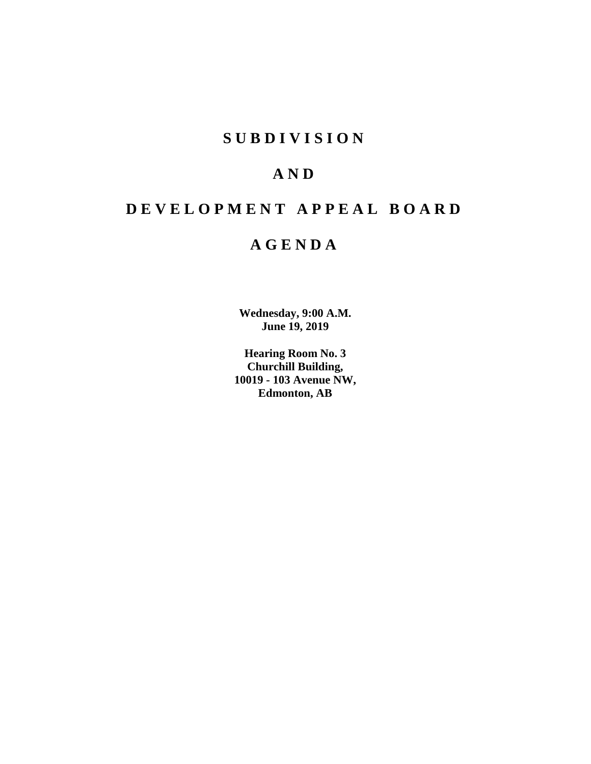# SUBDIVISION

# AND

# DEVELOPMENT APPEAL BOARD

# AGENDA

**Wednesday, 9:00 A.M.**
**June 19, 2019**

**Hearing Room No. 3**
**Churchill Building,**
**10019 - 103 Avenue NW,**
**Edmonton, AB**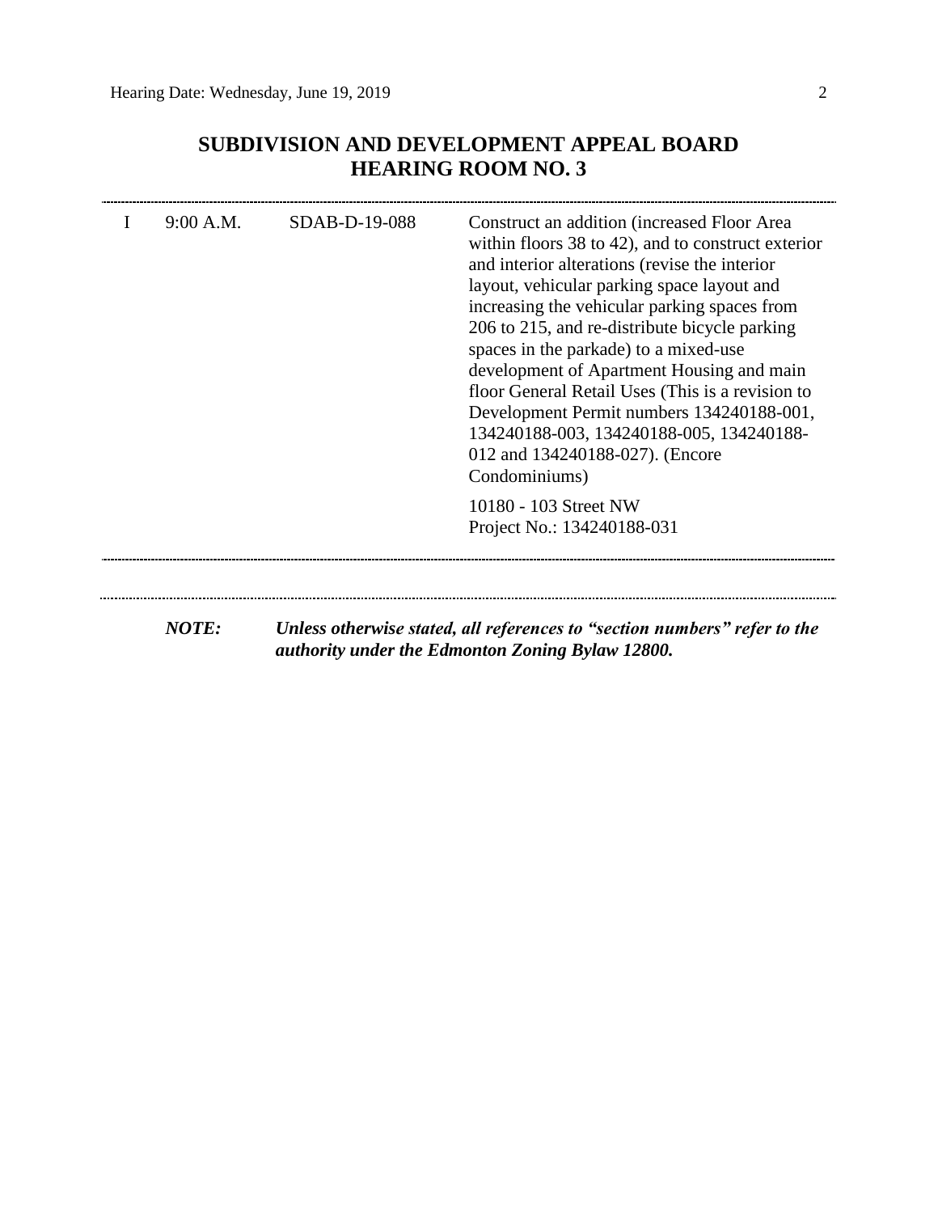# SUBDIVISION AND DEVELOPMENT APPEAL BOARD
## HEARING ROOM NO. 3

| | | | |
|---|---|---|---|
| I | 9:00 A.M. | SDAB-D-19-088 | Construct an addition (increased Floor Area within floors 38 to 42), and to construct exterior and interior alterations (revise the interior layout, vehicular parking space layout and increasing the vehicular parking spaces from 206 to 215, and re-distribute bicycle parking spaces in the parkade) to a mixed-use development of Apartment Housing and main floor General Retail Uses (This is a revision to Development Permit numbers 134240188-001, 134240188-003, 134240188-005, 134240188-012 and 134240188-027). (Encore Condominiums)<br><br>10180 - 103 Street NW<br>Project No.: 134240188-031 |

***NOTE:*** ***Unless otherwise stated, all references to "section numbers" refer to the authority under the Edmonton Zoning Bylaw 12800.***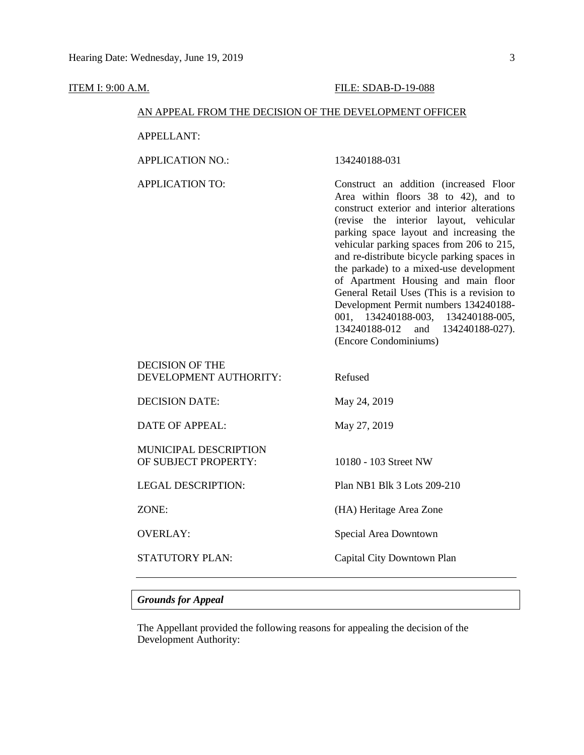ITEM I: 9:00 A.M. FILE: SDAB-D-19-088

AN APPEAL FROM THE DECISION OF THE DEVELOPMENT OFFICER

| | |
|---|---|
| APPELLANT: | |
| APPLICATION NO.: | 134240188-031 |
| APPLICATION TO: | Construct an addition (increased Floor Area within floors 38 to 42), and to construct exterior and interior alterations (revise the interior layout, vehicular parking space layout and increasing the vehicular parking spaces from 206 to 215, and re-distribute bicycle parking spaces in the parkade) to a mixed-use development of Apartment Housing and main floor General Retail Uses (This is a revision to Development Permit numbers 134240188-001, 134240188-003, 134240188-005, 134240188-012 and 134240188-027). (Encore Condominiums) |
| DECISION OF THE DEVELOPMENT AUTHORITY: | Refused |
| DECISION DATE: | May 24, 2019 |
| DATE OF APPEAL: | May 27, 2019 |
| MUNICIPAL DESCRIPTION OF SUBJECT PROPERTY: | 10180 - 103 Street NW |
| LEGAL DESCRIPTION: | Plan NB1 Blk 3 Lots 209-210 |
| ZONE: | (HA) Heritage Area Zone |
| OVERLAY: | Special Area Downtown |
| STATUTORY PLAN: | Capital City Downtown Plan |

---

***Grounds for Appeal***

The Appellant provided the following reasons for appealing the decision of the Development Authority: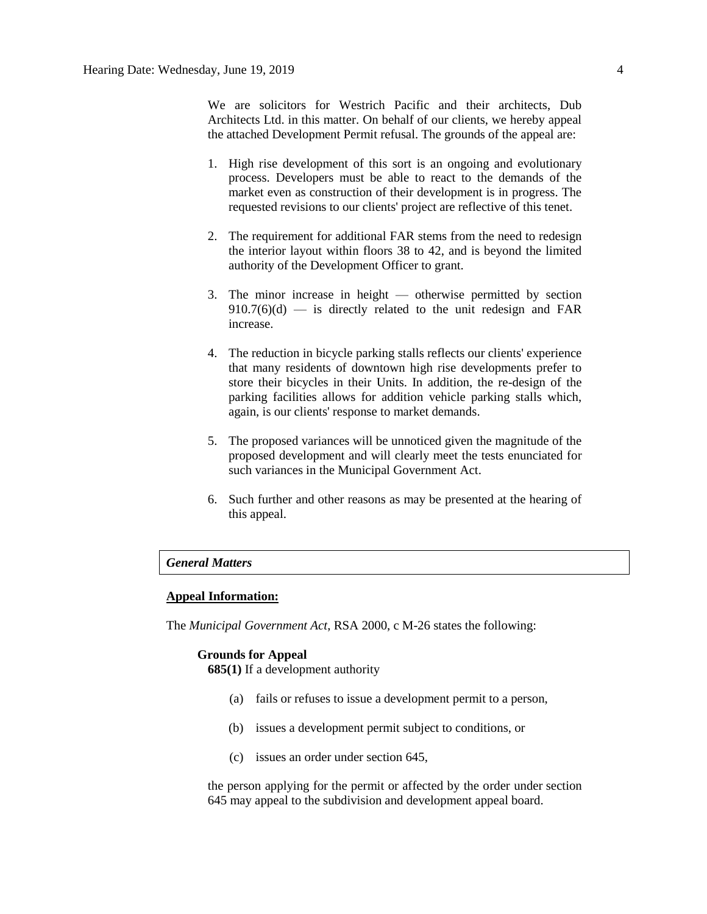We are solicitors for Westrich Pacific and their architects, Dub Architects Ltd. in this matter. On behalf of our clients, we hereby appeal the attached Development Permit refusal. The grounds of the appeal are:

1. High rise development of this sort is an ongoing and evolutionary process. Developers must be able to react to the demands of the market even as construction of their development is in progress. The requested revisions to our clients' project are reflective of this tenet.

2. The requirement for additional FAR stems from the need to redesign the interior layout within floors 38 to 42, and is beyond the limited authority of the Development Officer to grant.

3. The minor increase in height — otherwise permitted by section 910.7(6)(d) — is directly related to the unit redesign and FAR increase.

4. The reduction in bicycle parking stalls reflects our clients' experience that many residents of downtown high rise developments prefer to store their bicycles in their Units. In addition, the re-design of the parking facilities allows for addition vehicle parking stalls which, again, is our clients' response to market demands.

5. The proposed variances will be unnoticed given the magnitude of the proposed development and will clearly meet the tests enunciated for such variances in the Municipal Government Act.

6. Such further and other reasons as may be presented at the hearing of this appeal.

### *General Matters*

**Appeal Information:**

The *Municipal Government Act*, RSA 2000, c M-26 states the following:

**Grounds for Appeal**

**685(1)** If a development authority

(a) fails or refuses to issue a development permit to a person,

(b) issues a development permit subject to conditions, or

(c) issues an order under section 645,

the person applying for the permit or affected by the order under section 645 may appeal to the subdivision and development appeal board.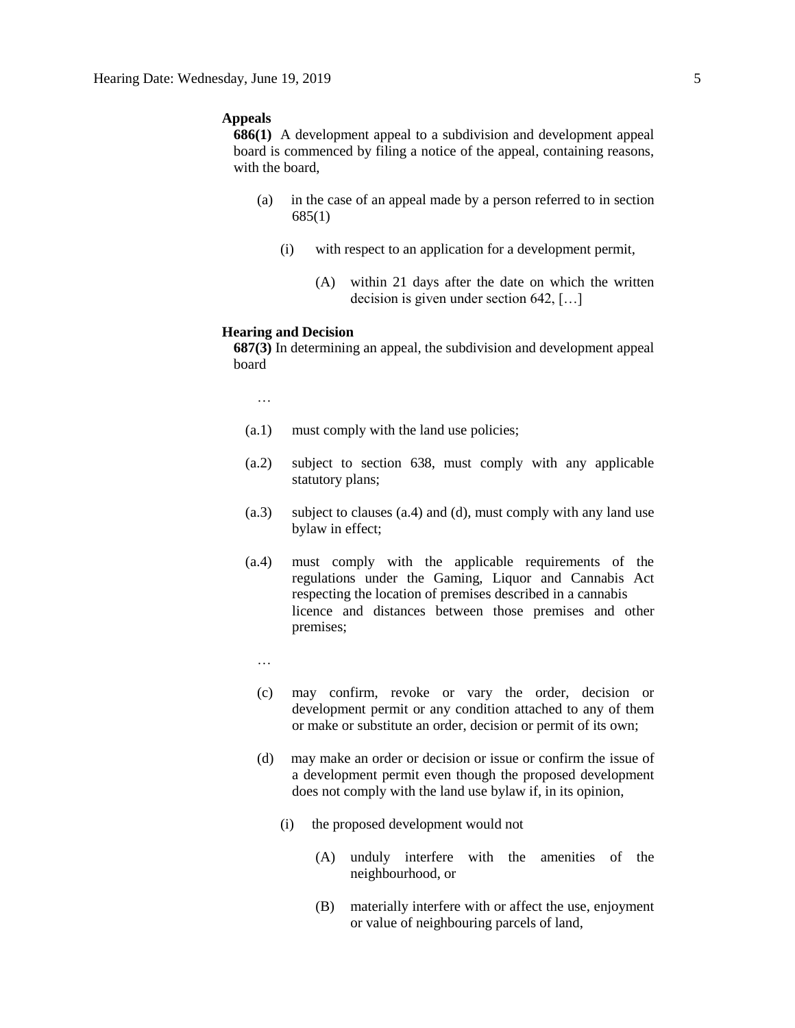**Appeals**

**686(1)** A development appeal to a subdivision and development appeal board is commenced by filing a notice of the appeal, containing reasons, with the board,

(a) in the case of an appeal made by a person referred to in section 685(1)

(i) with respect to an application for a development permit,

(A) within 21 days after the date on which the written decision is given under section 642, […]

**Hearing and Decision**

**687(3)** In determining an appeal, the subdivision and development appeal board

…

(a.1) must comply with the land use policies;

(a.2) subject to section 638, must comply with any applicable statutory plans;

(a.3) subject to clauses (a.4) and (d), must comply with any land use bylaw in effect;

(a.4) must comply with the applicable requirements of the regulations under the Gaming, Liquor and Cannabis Act respecting the location of premises described in a cannabis licence and distances between those premises and other premises;

…

(c) may confirm, revoke or vary the order, decision or development permit or any condition attached to any of them or make or substitute an order, decision or permit of its own;

(d) may make an order or decision or issue or confirm the issue of a development permit even though the proposed development does not comply with the land use bylaw if, in its opinion,

(i) the proposed development would not

(A) unduly interfere with the amenities of the neighbourhood, or

(B) materially interfere with or affect the use, enjoyment or value of neighbouring parcels of land,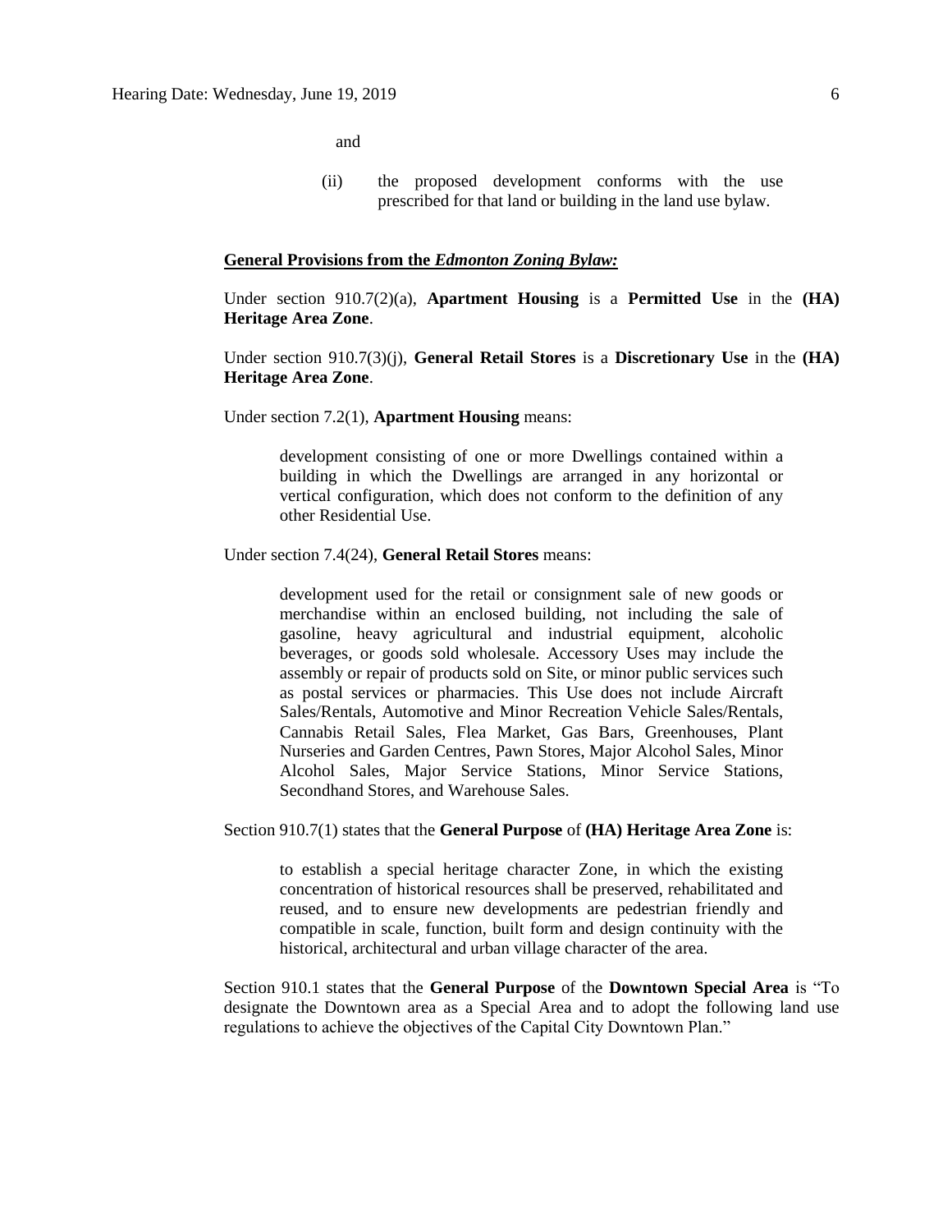and

(ii) the proposed development conforms with the use prescribed for that land or building in the land use bylaw.

**General Provisions from the *Edmonton Zoning Bylaw:***

Under section 910.7(2)(a), **Apartment Housing** is a **Permitted Use** in the **(HA) Heritage Area Zone**.

Under section 910.7(3)(j), **General Retail Stores** is a **Discretionary Use** in the **(HA) Heritage Area Zone**.

Under section 7.2(1), **Apartment Housing** means:

> development consisting of one or more Dwellings contained within a building in which the Dwellings are arranged in any horizontal or vertical configuration, which does not conform to the definition of any other Residential Use.

Under section 7.4(24), **General Retail Stores** means:

> development used for the retail or consignment sale of new goods or merchandise within an enclosed building, not including the sale of gasoline, heavy agricultural and industrial equipment, alcoholic beverages, or goods sold wholesale. Accessory Uses may include the assembly or repair of products sold on Site, or minor public services such as postal services or pharmacies. This Use does not include Aircraft Sales/Rentals, Automotive and Minor Recreation Vehicle Sales/Rentals, Cannabis Retail Sales, Flea Market, Gas Bars, Greenhouses, Plant Nurseries and Garden Centres, Pawn Stores, Major Alcohol Sales, Minor Alcohol Sales, Major Service Stations, Minor Service Stations, Secondhand Stores, and Warehouse Sales.

Section 910.7(1) states that the **General Purpose** of **(HA) Heritage Area Zone** is:

> to establish a special heritage character Zone, in which the existing concentration of historical resources shall be preserved, rehabilitated and reused, and to ensure new developments are pedestrian friendly and compatible in scale, function, built form and design continuity with the historical, architectural and urban village character of the area.

Section 910.1 states that the **General Purpose** of the **Downtown Special Area** is "To designate the Downtown area as a Special Area and to adopt the following land use regulations to achieve the objectives of the Capital City Downtown Plan."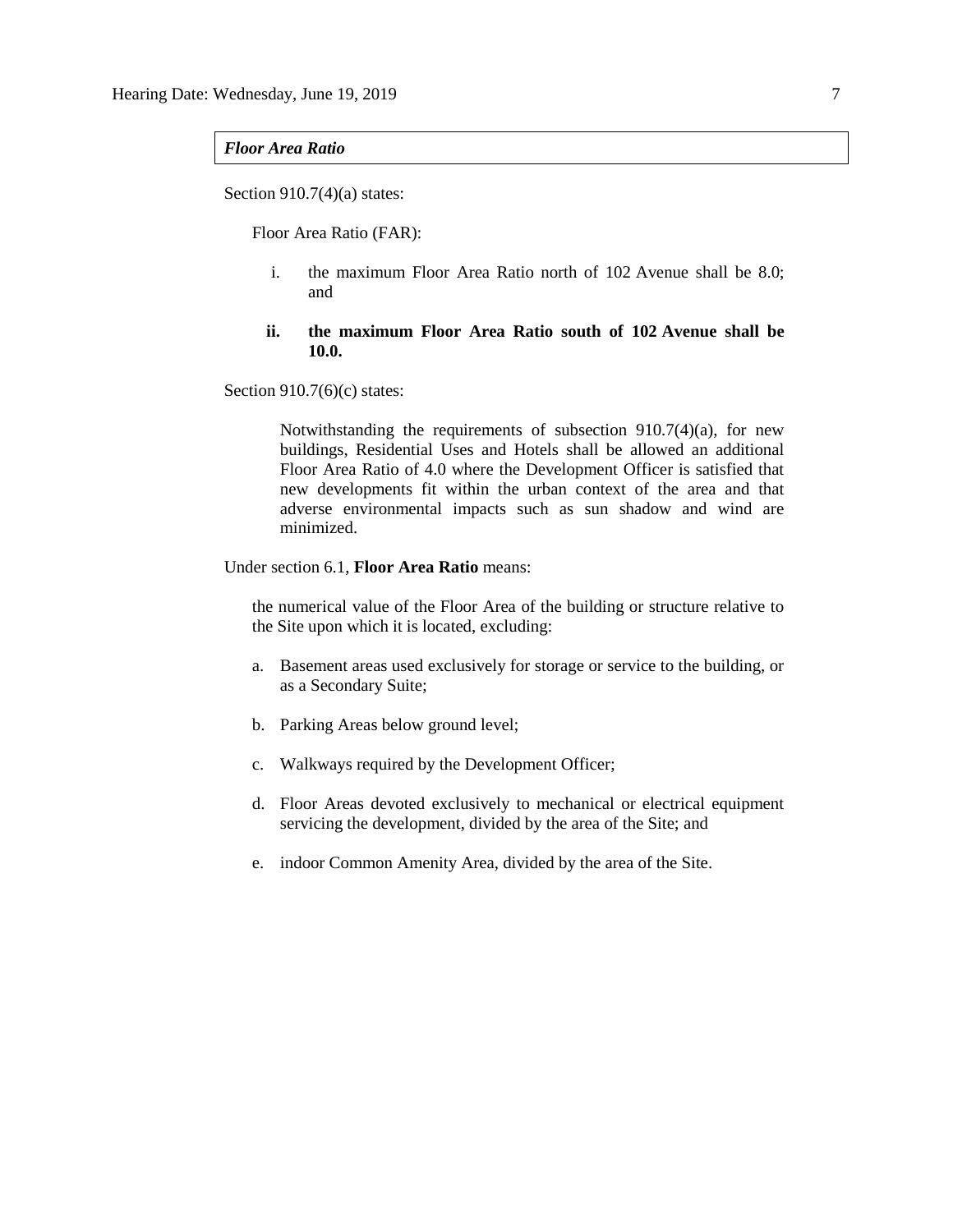***Floor Area Ratio***

Section 910.7(4)(a) states:

Floor Area Ratio (FAR):

i. the maximum Floor Area Ratio north of 102 Avenue shall be 8.0; and

**ii. the maximum Floor Area Ratio south of 102 Avenue shall be 10.0.**

Section 910.7(6)(c) states:

Notwithstanding the requirements of subsection 910.7(4)(a), for new buildings, Residential Uses and Hotels shall be allowed an additional Floor Area Ratio of 4.0 where the Development Officer is satisfied that new developments fit within the urban context of the area and that adverse environmental impacts such as sun shadow and wind are minimized.

Under section 6.1, **Floor Area Ratio** means:

the numerical value of the Floor Area of the building or structure relative to the Site upon which it is located, excluding:

a. Basement areas used exclusively for storage or service to the building, or as a Secondary Suite;

b. Parking Areas below ground level;

c. Walkways required by the Development Officer;

d. Floor Areas devoted exclusively to mechanical or electrical equipment servicing the development, divided by the area of the Site; and

e. indoor Common Amenity Area, divided by the area of the Site.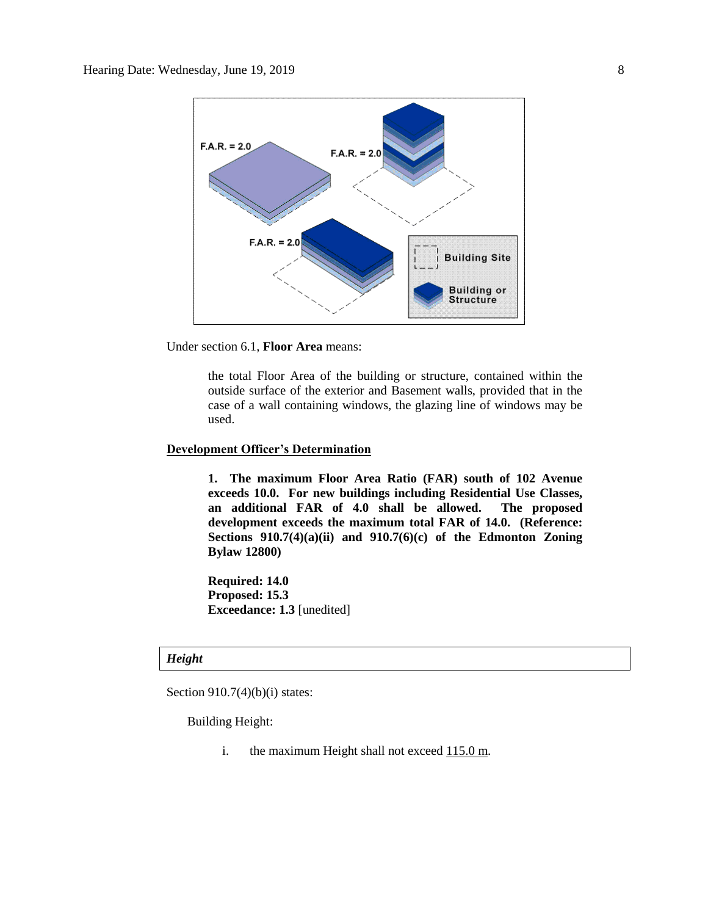Under section 6.1, **Floor Area** means:

> the total Floor Area of the building or structure, contained within the outside surface of the exterior and Basement walls, provided that in the case of a wall containing windows, the glazing line of windows may be used.

**Development Officer's Determination**

> **1. The maximum Floor Area Ratio (FAR) south of 102 Avenue exceeds 10.0. For new buildings including Residential Use Classes, an additional FAR of 4.0 shall be allowed. The proposed development exceeds the maximum total FAR of 14.0. (Reference: Sections 910.7(4)(a)(ii) and 910.7(6)(c) of the Edmonton Zoning Bylaw 12800)**
>
> **Required: 14.0**
> **Proposed: 15.3**
> **Exceedance: 1.3** [unedited]

***Height***

Section 910.7(4)(b)(i) states:

Building Height:

i. the maximum Height shall not exceed 115.0 m.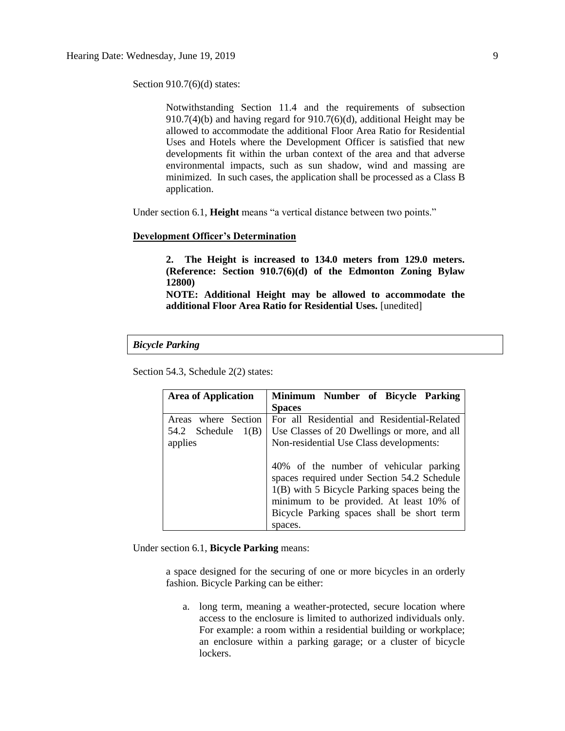Section 910.7(6)(d) states:

> Notwithstanding Section 11.4 and the requirements of subsection 910.7(4)(b) and having regard for 910.7(6)(d), additional Height may be allowed to accommodate the additional Floor Area Ratio for Residential Uses and Hotels where the Development Officer is satisfied that new developments fit within the urban context of the area and that adverse environmental impacts, such as sun shadow, wind and massing are minimized. In such cases, the application shall be processed as a Class B application.

Under section 6.1, **Height** means "a vertical distance between two points."

**Development Officer's Determination**

> **2. The Height is increased to 134.0 meters from 129.0 meters. (Reference: Section 910.7(6)(d) of the Edmonton Zoning Bylaw 12800)**
>
> **NOTE: Additional Height may be allowed to accommodate the additional Floor Area Ratio for Residential Uses.** [unedited]

***Bicycle Parking***

Section 54.3, Schedule 2(2) states:

| Area of Application | Minimum Number of Bicycle Parking Spaces |
|---|---|
| Areas where Section 54.2 Schedule 1(B) applies | For all Residential and Residential-Related Use Classes of 20 Dwellings or more, and all Non-residential Use Class developments:<br><br>40% of the number of vehicular parking spaces required under Section 54.2 Schedule 1(B) with 5 Bicycle Parking spaces being the minimum to be provided. At least 10% of Bicycle Parking spaces shall be short term spaces. |

Under section 6.1, **Bicycle Parking** means:

> a space designed for the securing of one or more bicycles in an orderly fashion. Bicycle Parking can be either:
>
> a. long term, meaning a weather-protected, secure location where access to the enclosure is limited to authorized individuals only. For example: a room within a residential building or workplace; an enclosure within a parking garage; or a cluster of bicycle lockers.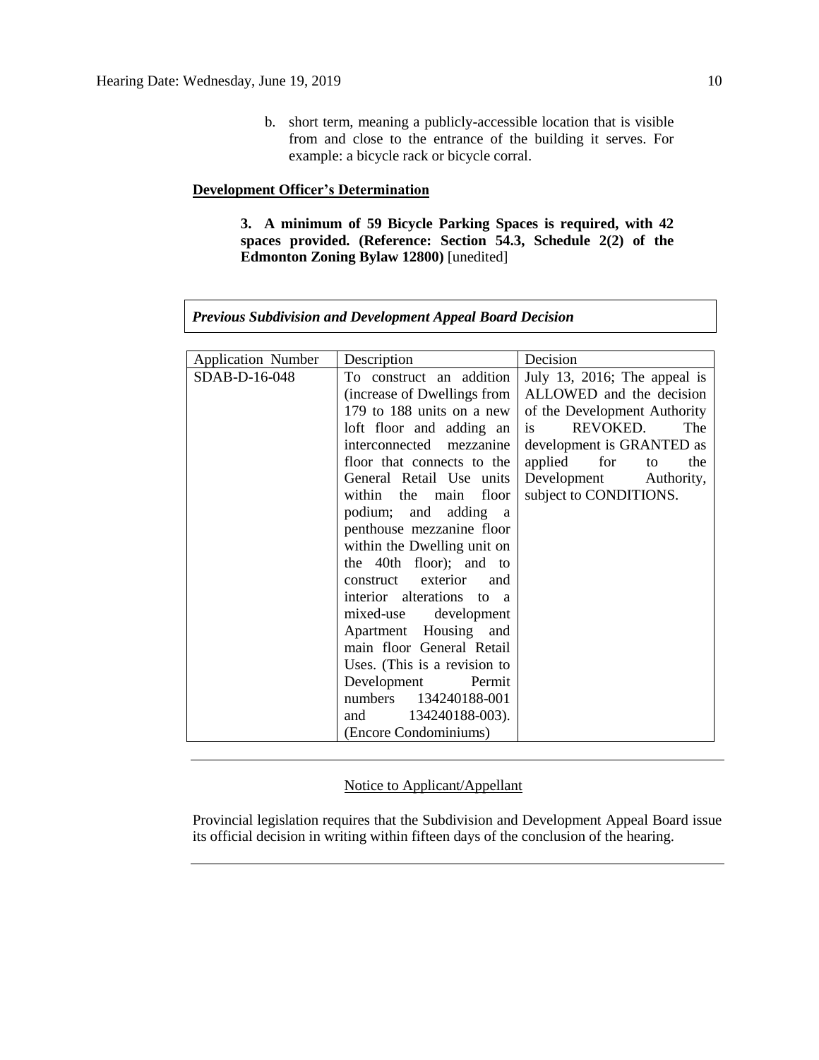b. short term, meaning a publicly-accessible location that is visible from and close to the entrance of the building it serves. For example: a bicycle rack or bicycle corral.

**Development Officer's Determination**

**3. A minimum of 59 Bicycle Parking Spaces is required, with 42 spaces provided. (Reference: Section 54.3, Schedule 2(2) of the Edmonton Zoning Bylaw 12800)** [unedited]

***Previous Subdivision and Development Appeal Board Decision***

| Application Number | Description | Decision |
|---|---|---|
| SDAB-D-16-048 | To construct an addition (increase of Dwellings from 179 to 188 units on a new loft floor and adding an interconnected mezzanine floor that connects to the General Retail Use units within the main floor podium; and adding a penthouse mezzanine floor within the Dwelling unit on the 40th floor); and to construct exterior and interior alterations to a mixed-use development Apartment Housing and main floor General Retail Uses. (This is a revision to Development Permit numbers 134240188-001 and 134240188-003). (Encore Condominiums) | July 13, 2016; The appeal is ALLOWED and the decision of the Development Authority is REVOKED. The development is GRANTED as applied for to the Development Authority, subject to CONDITIONS. |

---

Notice to Applicant/Appellant

Provincial legislation requires that the Subdivision and Development Appeal Board issue its official decision in writing within fifteen days of the conclusion of the hearing.

---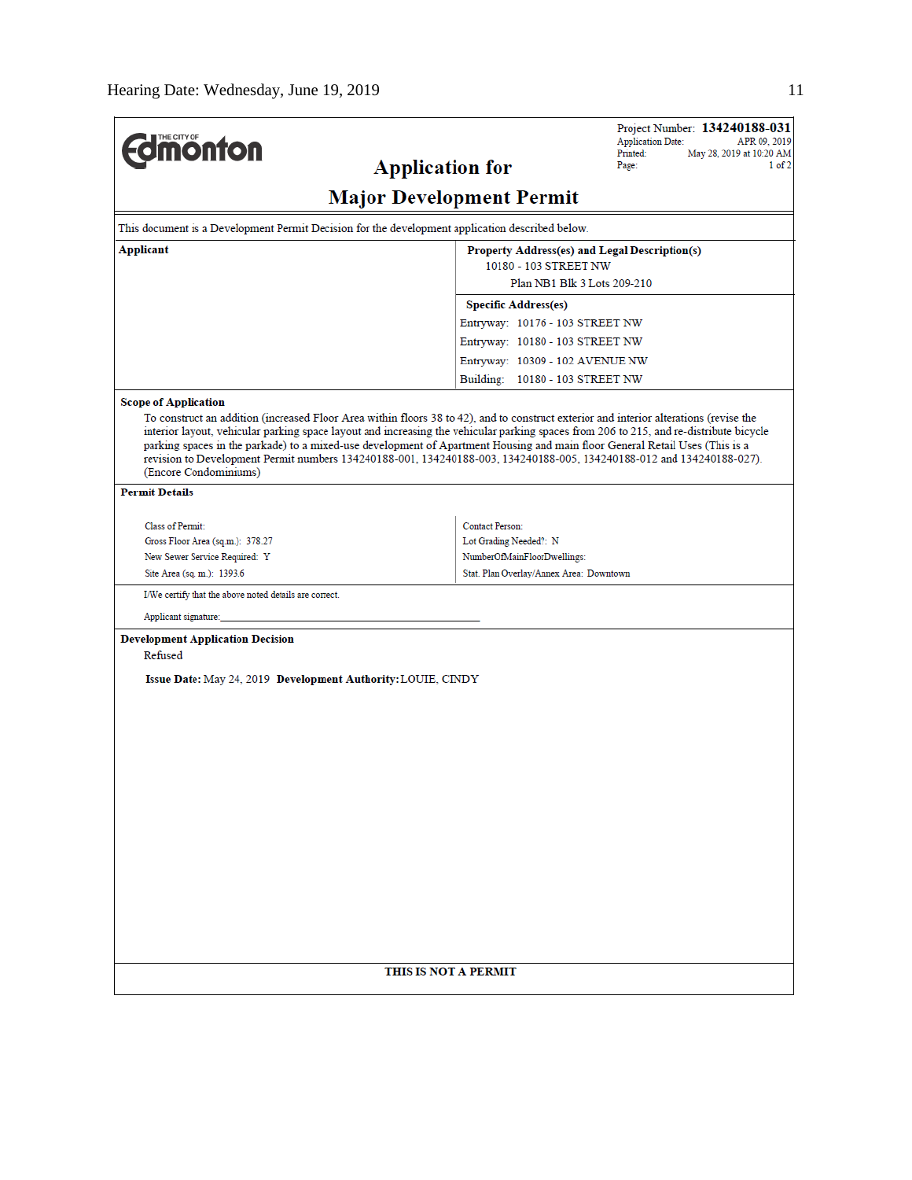Edmonton (THE CITY OF)

Project Number: **134240188-031**
Application Date: APR 09, 2019
Printed: May 28, 2019 at 10:20 AM
Page: 1 of 2

# Application for
# Major Development Permit

This document is a Development Permit Decision for the development application described below.

| **Applicant** | **Property Address(es) and Legal Description(s)** |
|---|---|
| | 10180 - 103 STREET NW<br>Plan NB1 Blk 3 Lots 209-210 |
| | **Specific Address(es)**<br>Entryway: 10176 - 103 STREET NW<br>Entryway: 10180 - 103 STREET NW<br>Entryway: 10309 - 102 AVENUE NW<br>Building: 10180 - 103 STREET NW |

**Scope of Application**

To construct an addition (increased Floor Area within floors 38 to 42), and to construct exterior and interior alterations (revise the interior layout, vehicular parking space layout and increasing the vehicular parking spaces from 206 to 215, and re-distribute bicycle parking spaces in the parkade) to a mixed-use development of Apartment Housing and main floor General Retail Uses (This is a revision to Development Permit numbers 134240188-001, 134240188-003, 134240188-005, 134240188-012 and 134240188-027). (Encore Condominiums)

**Permit Details**

| | |
|---|---|
| Class of Permit: | Contact Person: |
| Gross Floor Area (sq.m.): 378.27 | Lot Grading Needed?: N |
| New Sewer Service Required: Y | NumberOfMainFloorDwellings: |
| Site Area (sq. m.): 1393.6 | Stat. Plan Overlay/Annex Area: Downtown |

I/We certify that the above noted details are correct.

Applicant signature:_______________________________________________

**Development Application Decision**

Refused

**Issue Date:** May 24, 2019 **Development Authority:** LOUIE, CINDY

**THIS IS NOT A PERMIT**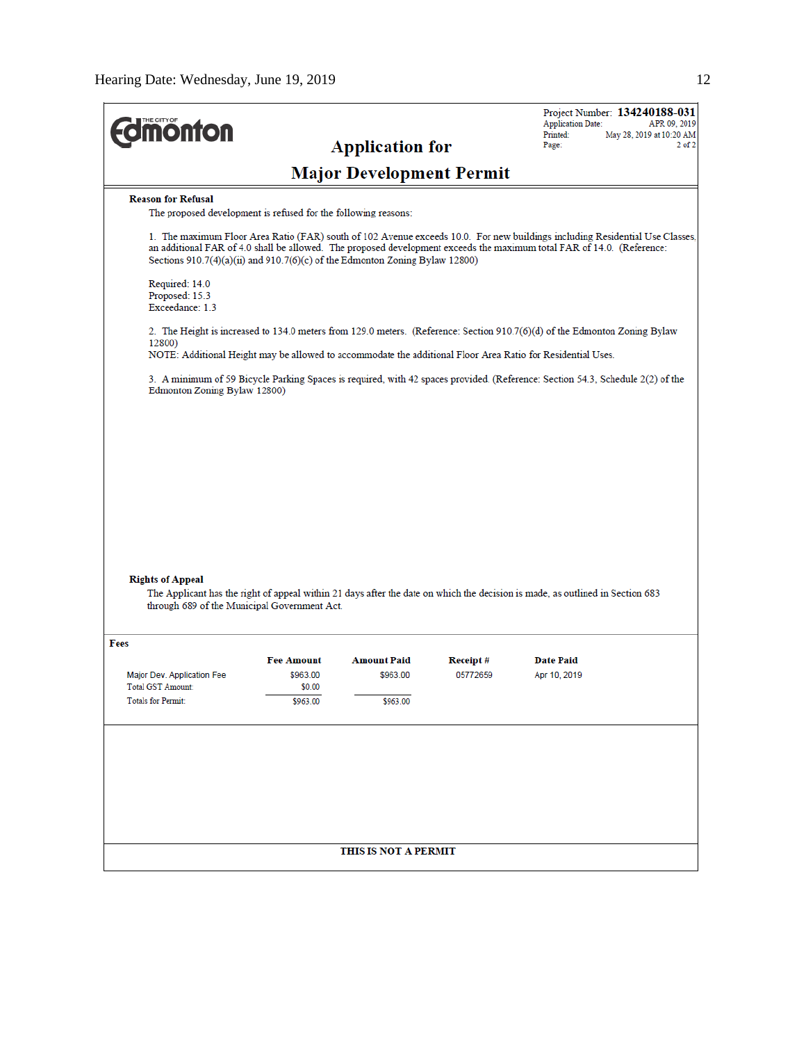THE CITY OF **Edmonton**

Project Number: **134240188-031**
Application Date: APR 09, 2019
Printed: May 28, 2019 at 10:20 AM
Page: 2 of 2

# Application for
# Major Development Permit

**Reason for Refusal**

The proposed development is refused for the following reasons:

1. The maximum Floor Area Ratio (FAR) south of 102 Avenue exceeds 10.0. For new buildings including Residential Use Classes, an additional FAR of 4.0 shall be allowed. The proposed development exceeds the maximum total FAR of 14.0. (Reference: Sections 910.7(4)(a)(ii) and 910.7(6)(c) of the Edmonton Zoning Bylaw 12800)

Required: 14.0
Proposed: 15.3
Exceedance: 1.3

2. The Height is increased to 134.0 meters from 129.0 meters. (Reference: Section 910.7(6)(d) of the Edmonton Zoning Bylaw 12800)
NOTE: Additional Height may be allowed to accommodate the additional Floor Area Ratio for Residential Uses.

3. A minimum of 59 Bicycle Parking Spaces is required, with 42 spaces provided. (Reference: Section 54.3, Schedule 2(2) of the Edmonton Zoning Bylaw 12800)

**Rights of Appeal**

The Applicant has the right of appeal within 21 days after the date on which the decision is made, as outlined in Section 683 through 689 of the Municipal Government Act.

**Fees**

| | Fee Amount | Amount Paid | Receipt # | Date Paid |
|---|---|---|---|---|
| Major Dev. Application Fee | $963.00 | $963.00 | 05772659 | Apr 10, 2019 |
| Total GST Amount: | $0.00 | | | |
| Totals for Permit: | $963.00 | $963.00 | | |

**THIS IS NOT A PERMIT**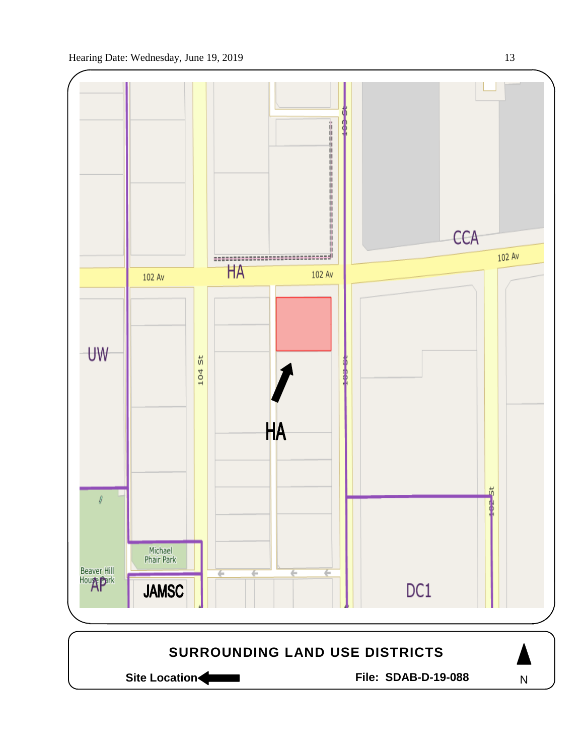Hearing Date: Wednesday, June 19, 2019

UW

HA

102 Av

102 Av

104 St

103 St

CCA

102 Av

102 St

HA

Michael Phair Park

Beaver Hill House Park

AP

JAMSC

DC1

**SURROUNDING LAND USE DISTRICTS**

**Site Location**

**File: SDAB-D-19-088**

N